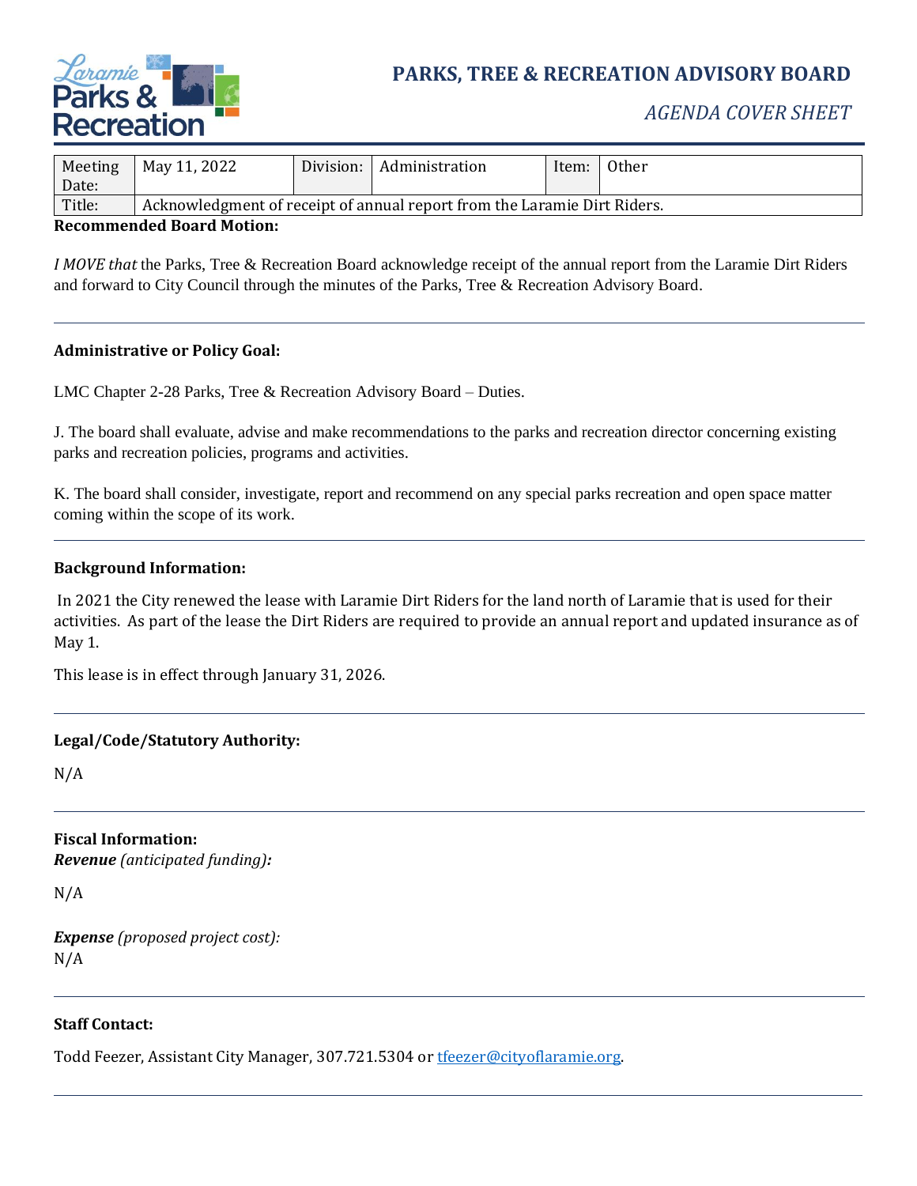# PARKS, TREE & RECREATION ADVISORY BOARD

*AGENDA COVER SHEET*

| | | | | | |
|---|---|---|---|---|---|
| Meeting Date: | May 11, 2022 | Division: | Administration | Item: | Other |
| Title: | Acknowledgment of receipt of annual report from the Laramie Dirt Riders. | | | | |

**Recommended Board Motion:**

*I MOVE that* the Parks, Tree & Recreation Board acknowledge receipt of the annual report from the Laramie Dirt Riders and forward to City Council through the minutes of the Parks, Tree & Recreation Advisory Board.

---

**Administrative or Policy Goal:**

LMC Chapter 2-28 Parks, Tree & Recreation Advisory Board – Duties.

J. The board shall evaluate, advise and make recommendations to the parks and recreation director concerning existing parks and recreation policies, programs and activities.

K. The board shall consider, investigate, report and recommend on any special parks recreation and open space matter coming within the scope of its work.

---

**Background Information:**

In 2021 the City renewed the lease with Laramie Dirt Riders for the land north of Laramie that is used for their activities. As part of the lease the Dirt Riders are required to provide an annual report and updated insurance as of May 1.

This lease is in effect through January 31, 2026.

---

**Legal/Code/Statutory Authority:**

N/A

---

**Fiscal Information:**

***Revenue*** *(anticipated funding)**:***

N/A

***Expense*** *(proposed project cost):*

N/A

---

**Staff Contact:**

Todd Feezer, Assistant City Manager, 307.721.5304 or tfeezer@cityoflaramie.org.

---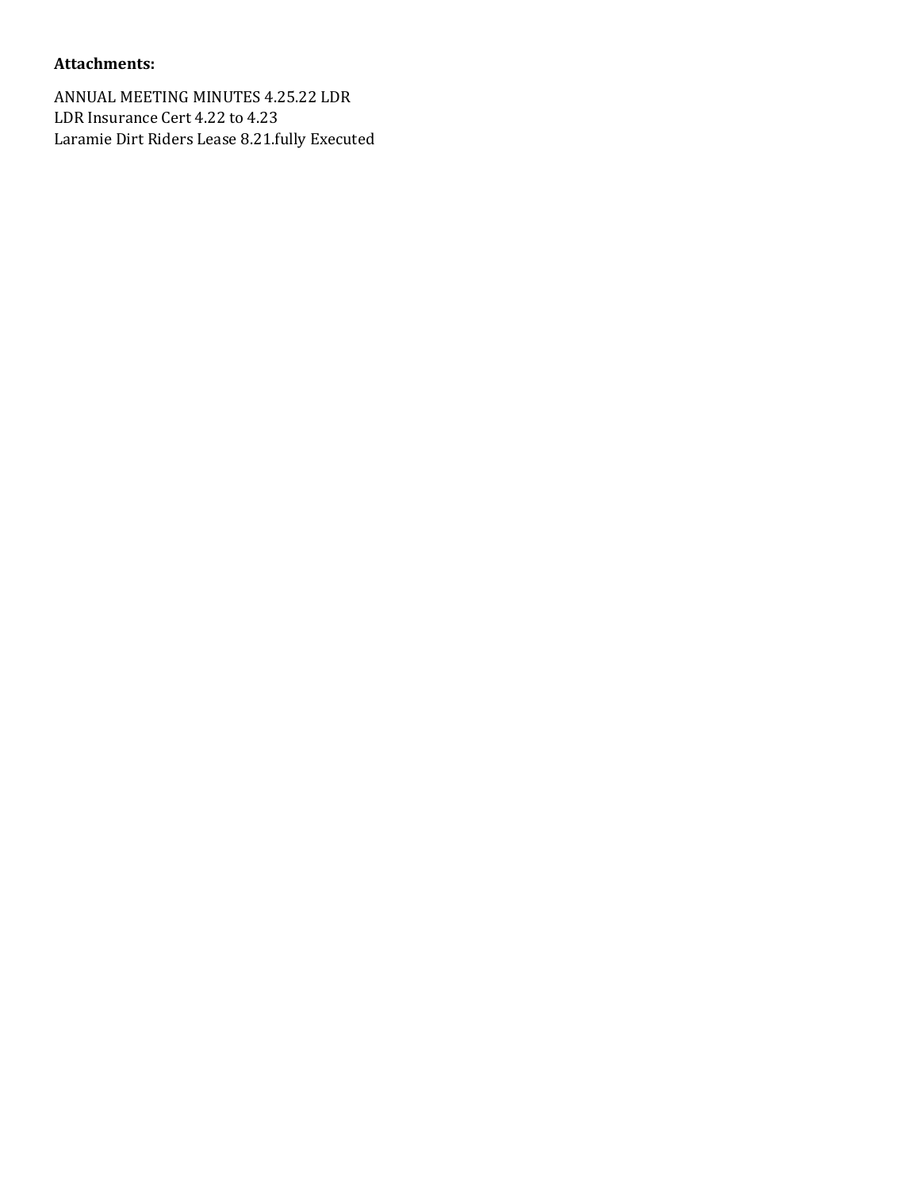**Attachments:**

ANNUAL MEETING MINUTES 4.25.22 LDR
LDR Insurance Cert 4.22 to 4.23
Laramie Dirt Riders Lease 8.21.fully Executed